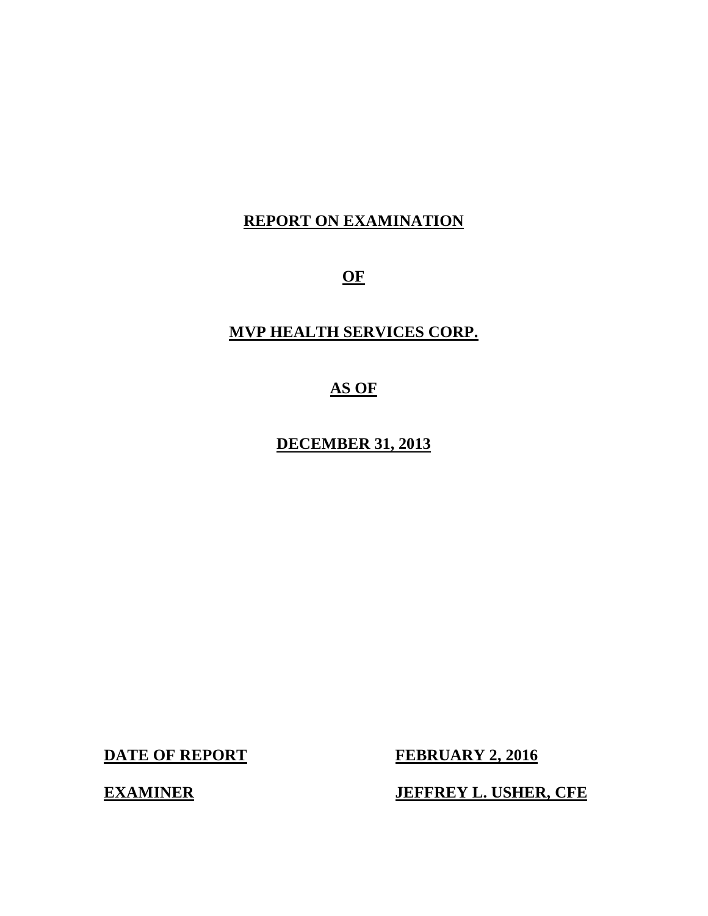**REPORT ON EXAMINATION**

**OF**

**MVP HEALTH SERVICES CORP.**

**AS OF**

**DECEMBER 31, 2013**

| | |
|---|---|
| **DATE OF REPORT** | **FEBRUARY 2, 2016** |
| **EXAMINER** | **JEFFREY L. USHER, CFE** |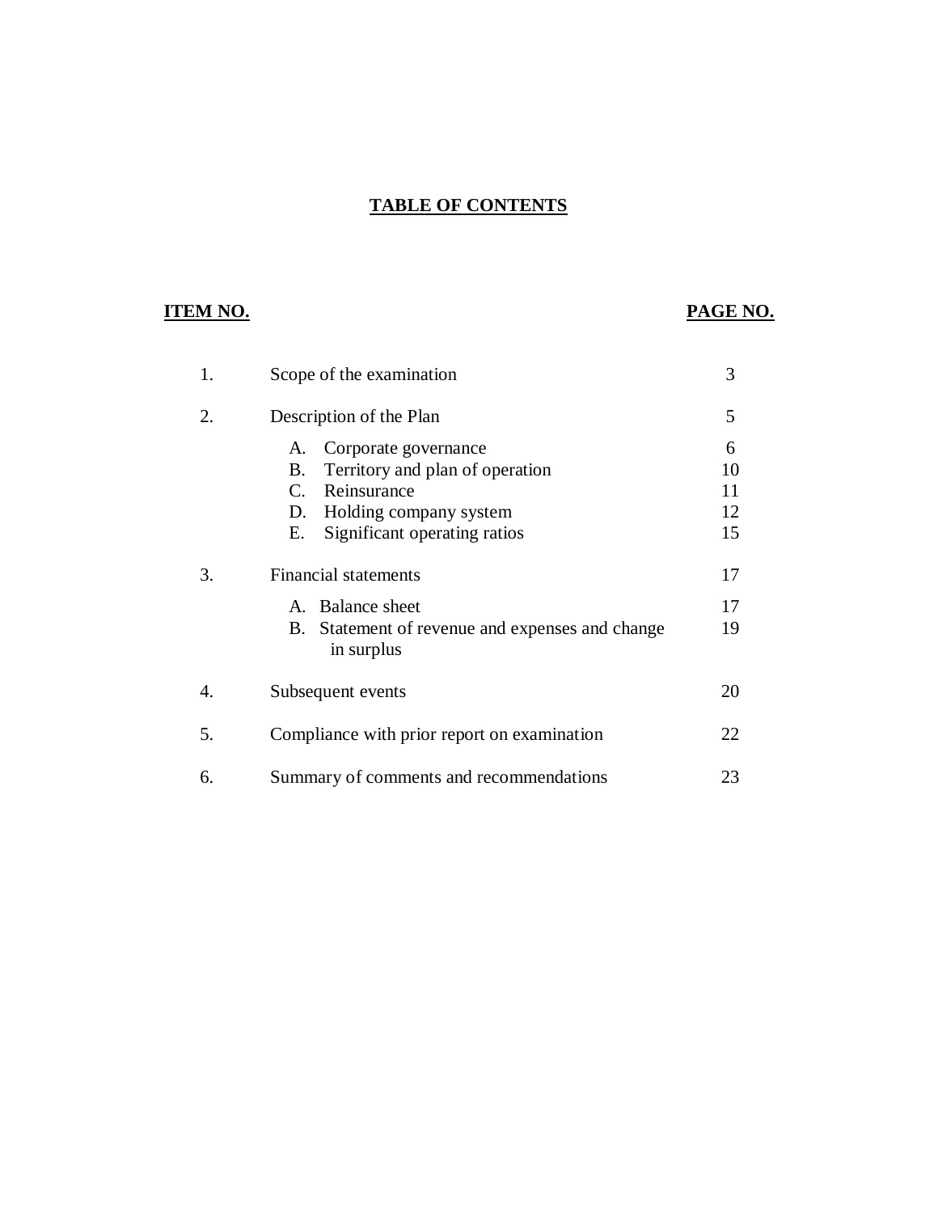# TABLE OF CONTENTS

| ITEM NO. | | PAGE NO. |
|---|---|---|
| 1. | Scope of the examination | 3 |
| 2. | Description of the Plan | 5 |
| | A. Corporate governance | 6 |
| | B. Territory and plan of operation | 10 |
| | C. Reinsurance | 11 |
| | D. Holding company system | 12 |
| | E. Significant operating ratios | 15 |
| 3. | Financial statements | 17 |
| | A. Balance sheet | 17 |
| | B. Statement of revenue and expenses and change in surplus | 19 |
| 4. | Subsequent events | 20 |
| 5. | Compliance with prior report on examination | 22 |
| 6. | Summary of comments and recommendations | 23 |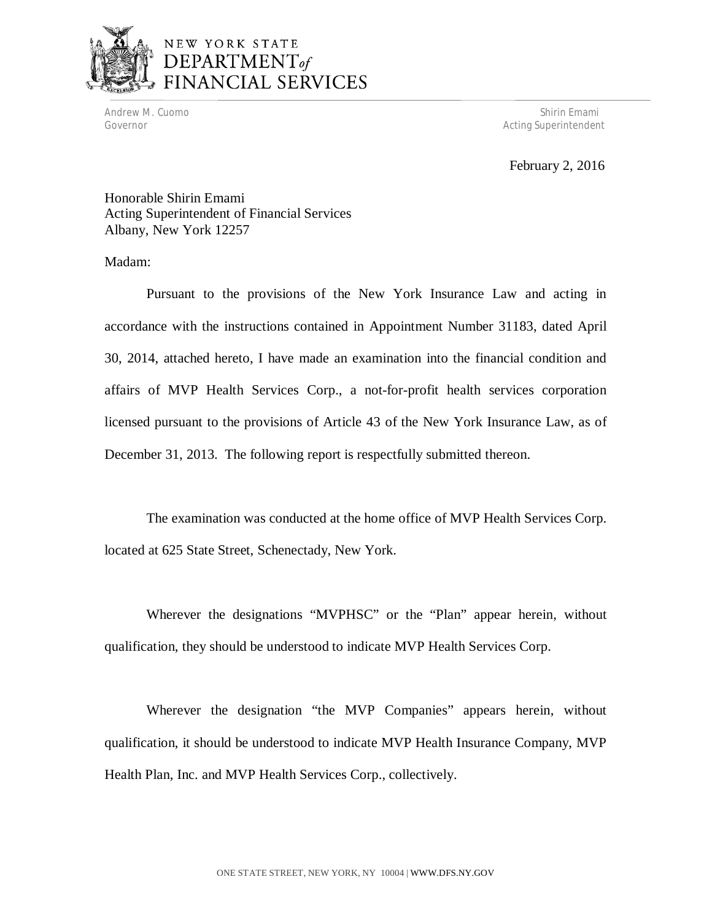NEW YORK STATE
DEPARTMENT *of*
FINANCIAL SERVICES

Andrew M. Cuomo
Governor

Shirin Emami
Acting Superintendent

February 2, 2016

Honorable Shirin Emami
Acting Superintendent of Financial Services
Albany, New York 12257

Madam:

Pursuant to the provisions of the New York Insurance Law and acting in accordance with the instructions contained in Appointment Number 31183, dated April 30, 2014, attached hereto, I have made an examination into the financial condition and affairs of MVP Health Services Corp., a not-for-profit health services corporation licensed pursuant to the provisions of Article 43 of the New York Insurance Law, as of December 31, 2013. The following report is respectfully submitted thereon.

The examination was conducted at the home office of MVP Health Services Corp. located at 625 State Street, Schenectady, New York.

Wherever the designations "MVPHSC" or the "Plan" appear herein, without qualification, they should be understood to indicate MVP Health Services Corp.

Wherever the designation "the MVP Companies" appears herein, without qualification, it should be understood to indicate MVP Health Insurance Company, MVP Health Plan, Inc. and MVP Health Services Corp., collectively.

ONE STATE STREET, NEW YORK, NY 10004 | WWW.DFS.NY.GOV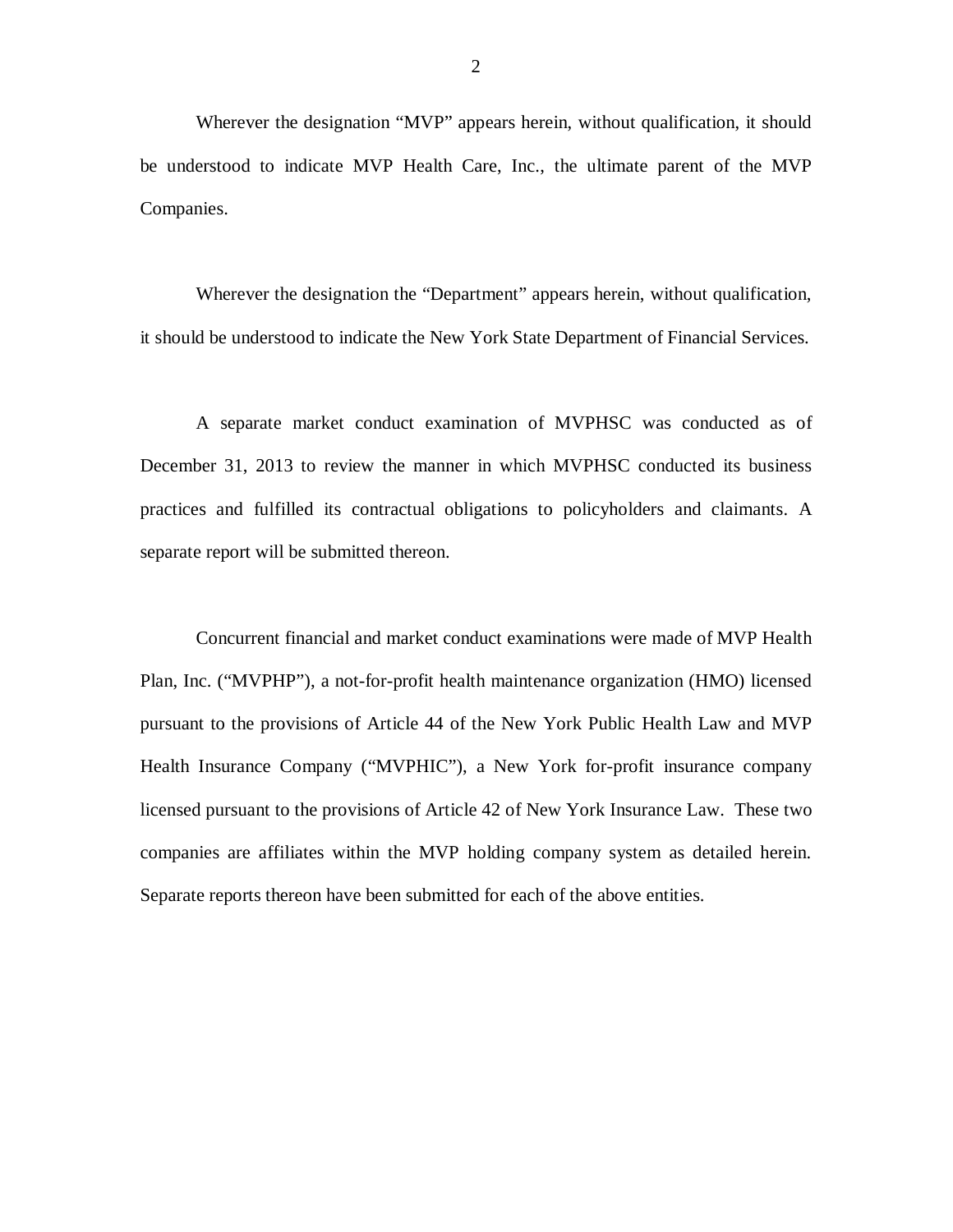Wherever the designation "MVP" appears herein, without qualification, it should be understood to indicate MVP Health Care, Inc., the ultimate parent of the MVP Companies.

Wherever the designation the "Department" appears herein, without qualification, it should be understood to indicate the New York State Department of Financial Services.

A separate market conduct examination of MVPHSC was conducted as of December 31, 2013 to review the manner in which MVPHSC conducted its business practices and fulfilled its contractual obligations to policyholders and claimants. A separate report will be submitted thereon.

Concurrent financial and market conduct examinations were made of MVP Health Plan, Inc. ("MVPHP"), a not-for-profit health maintenance organization (HMO) licensed pursuant to the provisions of Article 44 of the New York Public Health Law and MVP Health Insurance Company ("MVPHIC"), a New York for-profit insurance company licensed pursuant to the provisions of Article 42 of New York Insurance Law. These two companies are affiliates within the MVP holding company system as detailed herein. Separate reports thereon have been submitted for each of the above entities.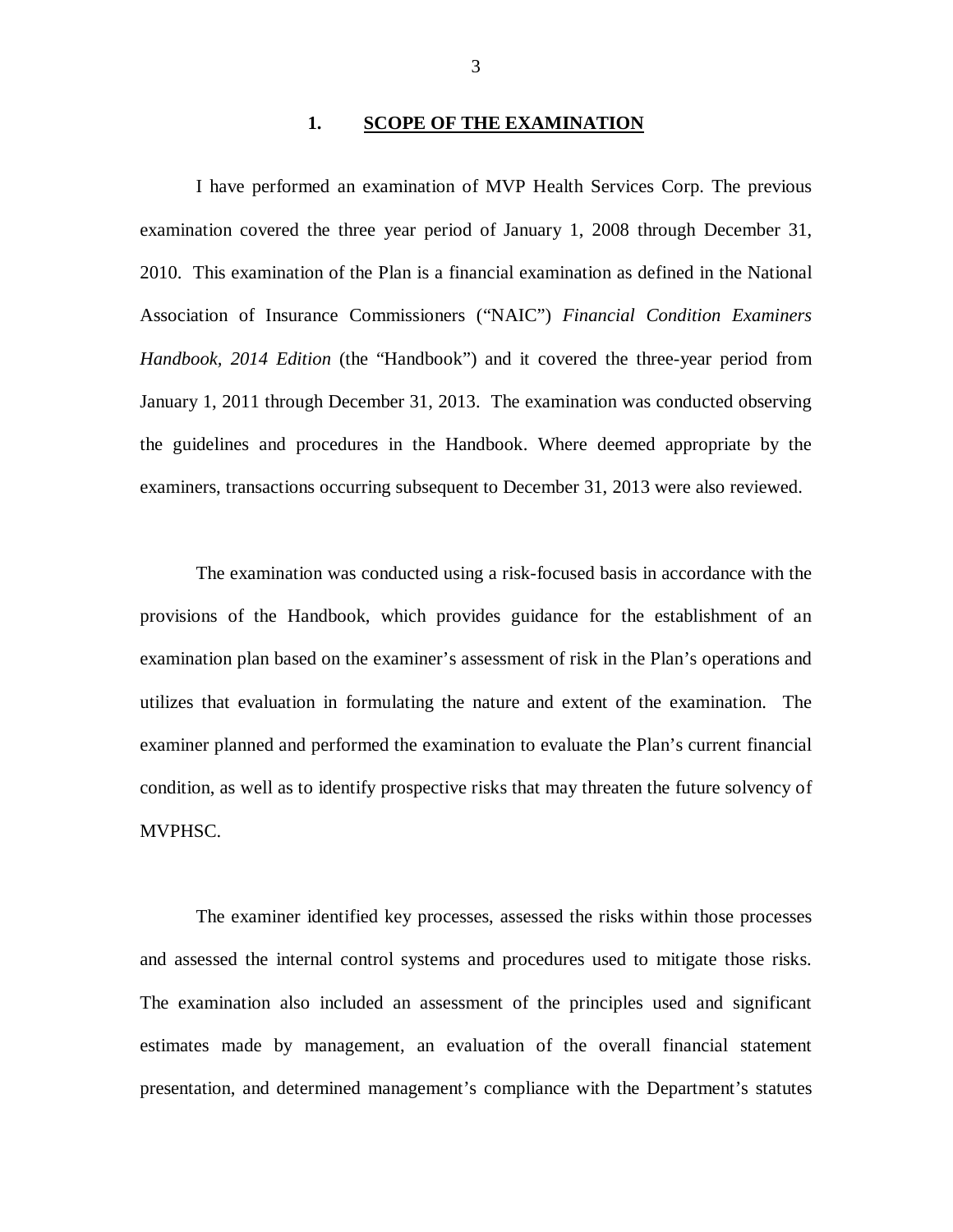## 1. SCOPE OF THE EXAMINATION

I have performed an examination of MVP Health Services Corp. The previous examination covered the three year period of January 1, 2008 through December 31, 2010. This examination of the Plan is a financial examination as defined in the National Association of Insurance Commissioners ("NAIC") *Financial Condition Examiners Handbook, 2014 Edition* (the "Handbook") and it covered the three-year period from January 1, 2011 through December 31, 2013. The examination was conducted observing the guidelines and procedures in the Handbook. Where deemed appropriate by the examiners, transactions occurring subsequent to December 31, 2013 were also reviewed.

The examination was conducted using a risk-focused basis in accordance with the provisions of the Handbook, which provides guidance for the establishment of an examination plan based on the examiner's assessment of risk in the Plan's operations and utilizes that evaluation in formulating the nature and extent of the examination. The examiner planned and performed the examination to evaluate the Plan's current financial condition, as well as to identify prospective risks that may threaten the future solvency of MVPHSC.

The examiner identified key processes, assessed the risks within those processes and assessed the internal control systems and procedures used to mitigate those risks. The examination also included an assessment of the principles used and significant estimates made by management, an evaluation of the overall financial statement presentation, and determined management's compliance with the Department's statutes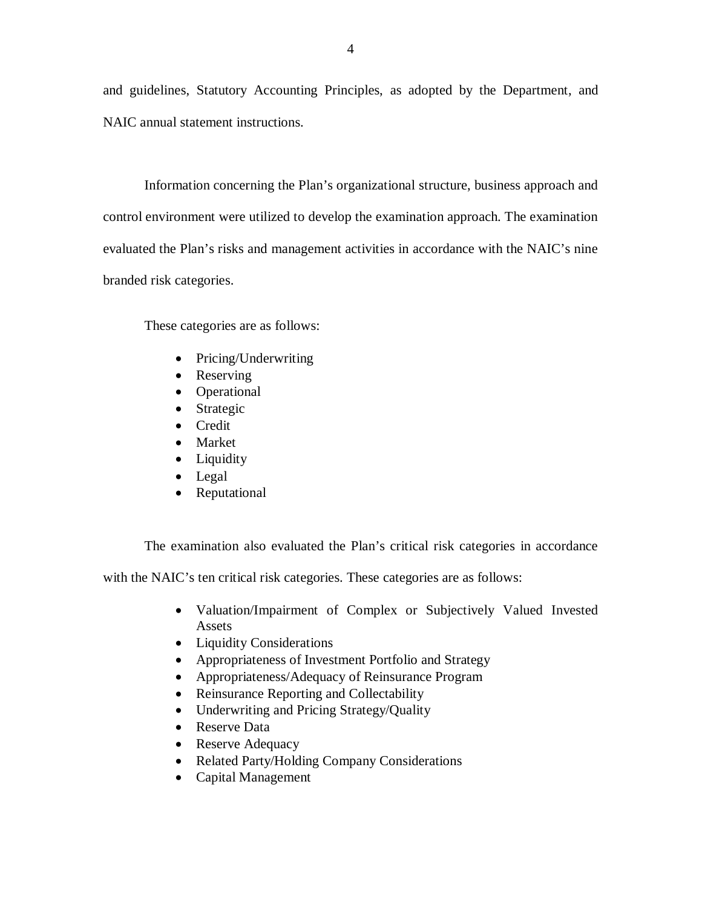and guidelines, Statutory Accounting Principles, as adopted by the Department, and NAIC annual statement instructions.

Information concerning the Plan's organizational structure, business approach and control environment were utilized to develop the examination approach. The examination evaluated the Plan's risks and management activities in accordance with the NAIC's nine branded risk categories.

These categories are as follows:

- Pricing/Underwriting
- Reserving
- Operational
- Strategic
- Credit
- Market
- Liquidity
- Legal
- Reputational

The examination also evaluated the Plan's critical risk categories in accordance with the NAIC's ten critical risk categories. These categories are as follows:

- Valuation/Impairment of Complex or Subjectively Valued Invested Assets
- Liquidity Considerations
- Appropriateness of Investment Portfolio and Strategy
- Appropriateness/Adequacy of Reinsurance Program
- Reinsurance Reporting and Collectability
- Underwriting and Pricing Strategy/Quality
- Reserve Data
- Reserve Adequacy
- Related Party/Holding Company Considerations
- Capital Management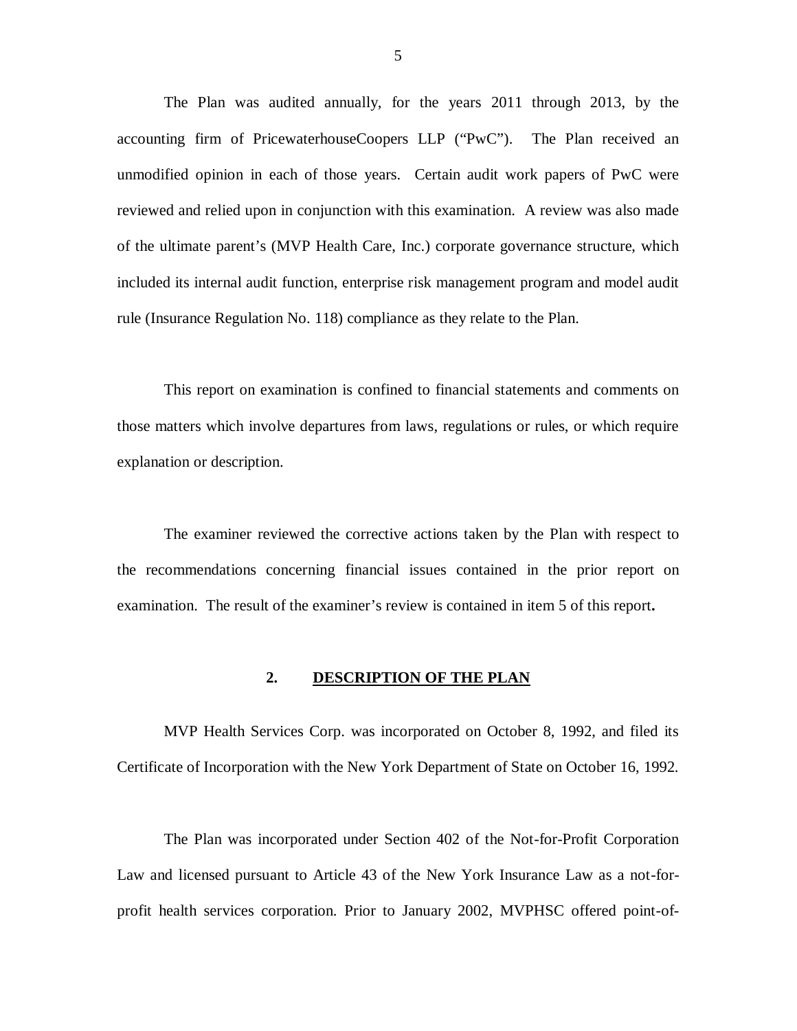The Plan was audited annually, for the years 2011 through 2013, by the accounting firm of PricewaterhouseCoopers LLP ("PwC"). The Plan received an unmodified opinion in each of those years. Certain audit work papers of PwC were reviewed and relied upon in conjunction with this examination. A review was also made of the ultimate parent's (MVP Health Care, Inc.) corporate governance structure, which included its internal audit function, enterprise risk management program and model audit rule (Insurance Regulation No. 118) compliance as they relate to the Plan.

This report on examination is confined to financial statements and comments on those matters which involve departures from laws, regulations or rules, or which require explanation or description.

The examiner reviewed the corrective actions taken by the Plan with respect to the recommendations concerning financial issues contained in the prior report on examination. The result of the examiner's review is contained in item 5 of this report**.**

## 2. DESCRIPTION OF THE PLAN

MVP Health Services Corp. was incorporated on October 8, 1992, and filed its Certificate of Incorporation with the New York Department of State on October 16, 1992.

The Plan was incorporated under Section 402 of the Not-for-Profit Corporation Law and licensed pursuant to Article 43 of the New York Insurance Law as a not-for-profit health services corporation. Prior to January 2002, MVPHSC offered point-of-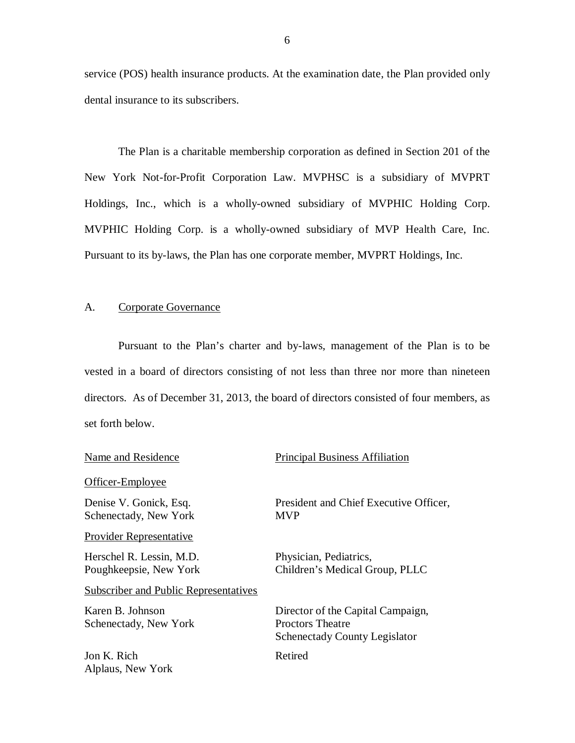service (POS) health insurance products. At the examination date, the Plan provided only dental insurance to its subscribers.

The Plan is a charitable membership corporation as defined in Section 201 of the New York Not-for-Profit Corporation Law. MVPHSC is a subsidiary of MVPRT Holdings, Inc., which is a wholly-owned subsidiary of MVPHIC Holding Corp. MVPHIC Holding Corp. is a wholly-owned subsidiary of MVP Health Care, Inc. Pursuant to its by-laws, the Plan has one corporate member, MVPRT Holdings, Inc.

## A. Corporate Governance

Pursuant to the Plan's charter and by-laws, management of the Plan is to be vested in a board of directors consisting of not less than three nor more than nineteen directors. As of December 31, 2013, the board of directors consisted of four members, as set forth below.

| Name and Residence | Principal Business Affiliation |
|---|---|
| Officer-Employee | |
| Denise V. Gonick, Esq.<br>Schenectady, New York | President and Chief Executive Officer,<br>MVP |
| Provider Representative | |
| Herschel R. Lessin, M.D.<br>Poughkeepsie, New York | Physician, Pediatrics,<br>Children's Medical Group, PLLC |
| Subscriber and Public Representatives | |
| Karen B. Johnson<br>Schenectady, New York | Director of the Capital Campaign,<br>Proctors Theatre<br>Schenectady County Legislator |
| Jon K. Rich<br>Alplaus, New York | Retired |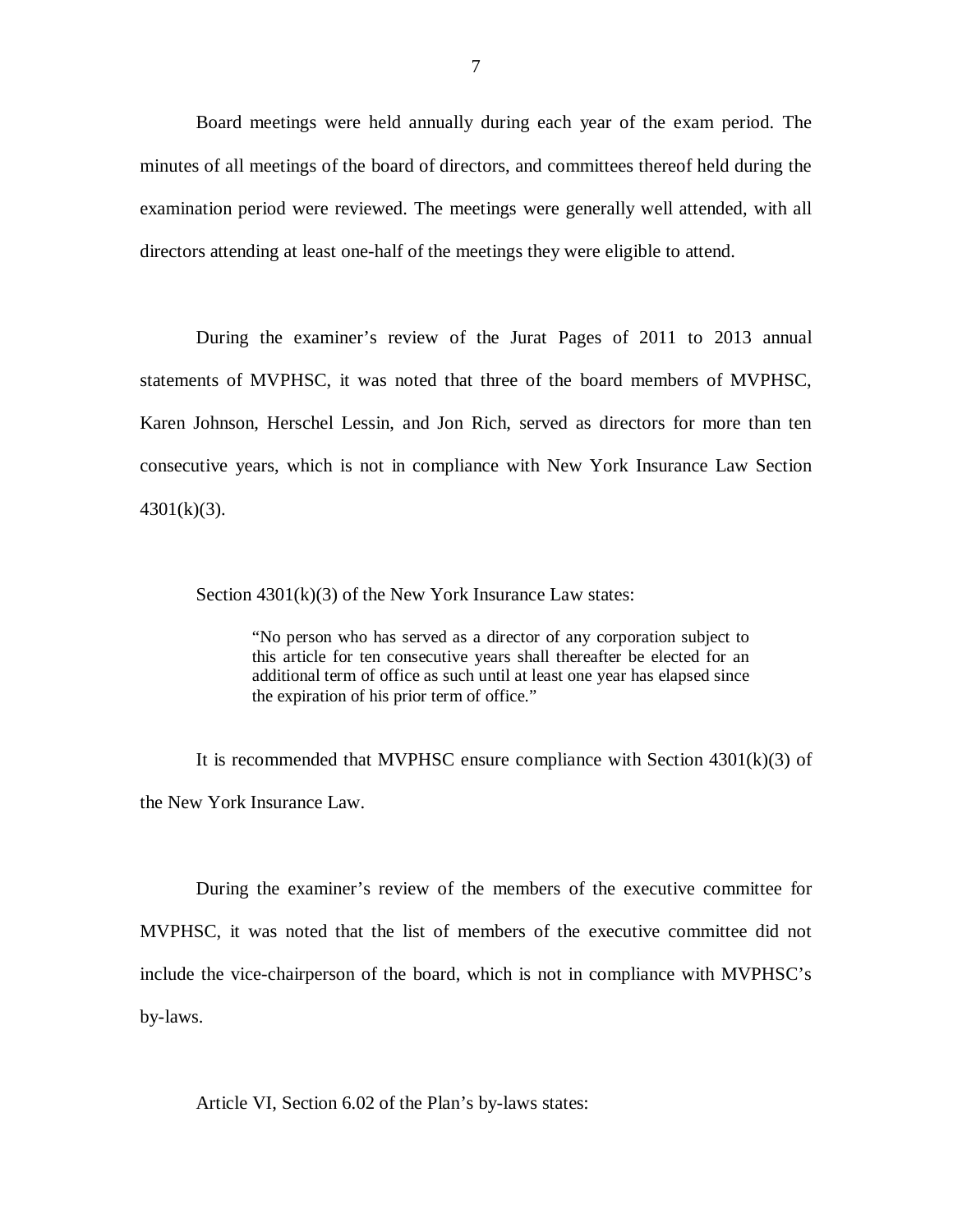Board meetings were held annually during each year of the exam period. The minutes of all meetings of the board of directors, and committees thereof held during the examination period were reviewed. The meetings were generally well attended, with all directors attending at least one-half of the meetings they were eligible to attend.

During the examiner's review of the Jurat Pages of 2011 to 2013 annual statements of MVPHSC, it was noted that three of the board members of MVPHSC, Karen Johnson, Herschel Lessin, and Jon Rich, served as directors for more than ten consecutive years, which is not in compliance with New York Insurance Law Section 4301(k)(3).

Section 4301(k)(3) of the New York Insurance Law states:

> "No person who has served as a director of any corporation subject to this article for ten consecutive years shall thereafter be elected for an additional term of office as such until at least one year has elapsed since the expiration of his prior term of office."

It is recommended that MVPHSC ensure compliance with Section 4301(k)(3) of the New York Insurance Law.

During the examiner's review of the members of the executive committee for MVPHSC, it was noted that the list of members of the executive committee did not include the vice-chairperson of the board, which is not in compliance with MVPHSC's by-laws.

Article VI, Section 6.02 of the Plan's by-laws states: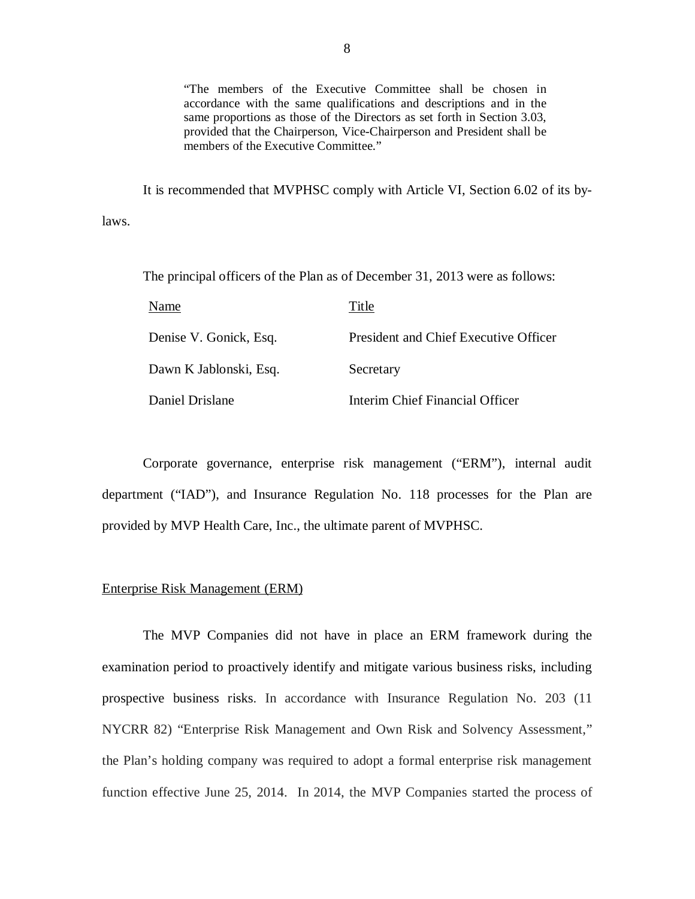> "The members of the Executive Committee shall be chosen in accordance with the same qualifications and descriptions and in the same proportions as those of the Directors as set forth in Section 3.03, provided that the Chairperson, Vice-Chairperson and President shall be members of the Executive Committee."

It is recommended that MVPHSC comply with Article VI, Section 6.02 of its by-laws.

The principal officers of the Plan as of December 31, 2013 were as follows:

| Name | Title |
|---|---|
| Denise V. Gonick, Esq. | President and Chief Executive Officer |
| Dawn K Jablonski, Esq. | Secretary |
| Daniel Drislane | Interim Chief Financial Officer |

Corporate governance, enterprise risk management ("ERM"), internal audit department ("IAD"), and Insurance Regulation No. 118 processes for the Plan are provided by MVP Health Care, Inc., the ultimate parent of MVPHSC.

## Enterprise Risk Management (ERM)

The MVP Companies did not have in place an ERM framework during the examination period to proactively identify and mitigate various business risks, including prospective business risks. In accordance with Insurance Regulation No. 203 (11 NYCRR 82) "Enterprise Risk Management and Own Risk and Solvency Assessment," the Plan's holding company was required to adopt a formal enterprise risk management function effective June 25, 2014. In 2014, the MVP Companies started the process of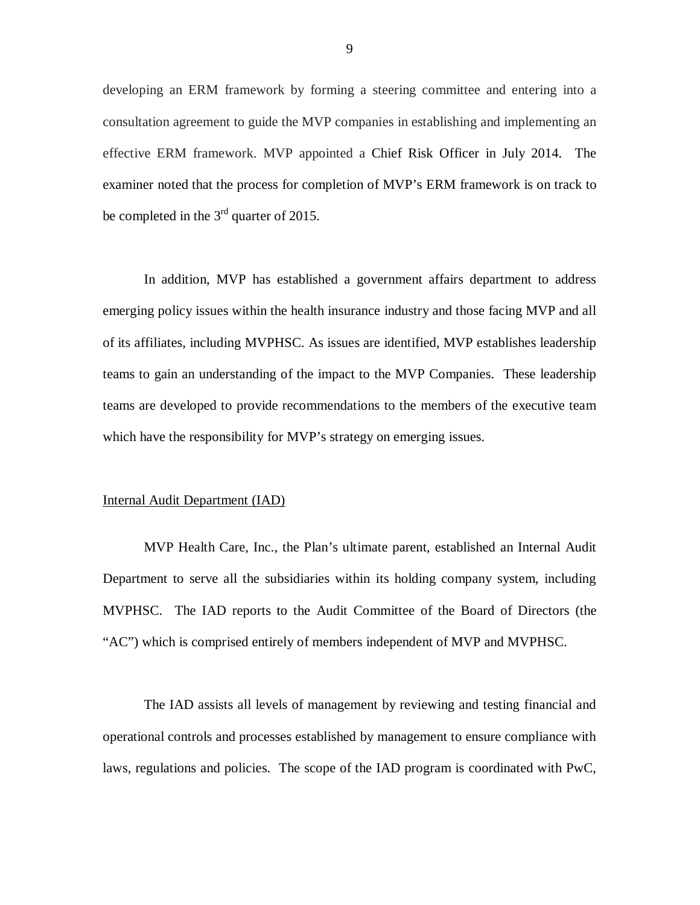developing an ERM framework by forming a steering committee and entering into a consultation agreement to guide the MVP companies in establishing and implementing an effective ERM framework. MVP appointed a Chief Risk Officer in July 2014. The examiner noted that the process for completion of MVP's ERM framework is on track to be completed in the 3rd quarter of 2015.

In addition, MVP has established a government affairs department to address emerging policy issues within the health insurance industry and those facing MVP and all of its affiliates, including MVPHSC. As issues are identified, MVP establishes leadership teams to gain an understanding of the impact to the MVP Companies. These leadership teams are developed to provide recommendations to the members of the executive team which have the responsibility for MVP's strategy on emerging issues.

Internal Audit Department (IAD)

MVP Health Care, Inc., the Plan's ultimate parent, established an Internal Audit Department to serve all the subsidiaries within its holding company system, including MVPHSC. The IAD reports to the Audit Committee of the Board of Directors (the "AC") which is comprised entirely of members independent of MVP and MVPHSC.

The IAD assists all levels of management by reviewing and testing financial and operational controls and processes established by management to ensure compliance with laws, regulations and policies. The scope of the IAD program is coordinated with PwC,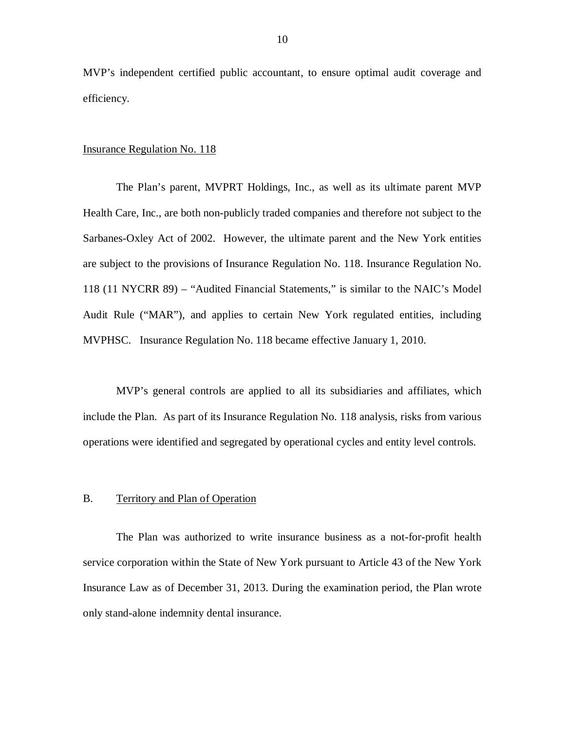MVP's independent certified public accountant, to ensure optimal audit coverage and efficiency.

Insurance Regulation No. 118

The Plan's parent, MVPRT Holdings, Inc., as well as its ultimate parent MVP Health Care, Inc., are both non-publicly traded companies and therefore not subject to the Sarbanes-Oxley Act of 2002. However, the ultimate parent and the New York entities are subject to the provisions of Insurance Regulation No. 118. Insurance Regulation No. 118 (11 NYCRR 89) – "Audited Financial Statements," is similar to the NAIC's Model Audit Rule ("MAR"), and applies to certain New York regulated entities, including MVPHSC. Insurance Regulation No. 118 became effective January 1, 2010.

MVP's general controls are applied to all its subsidiaries and affiliates, which include the Plan. As part of its Insurance Regulation No. 118 analysis, risks from various operations were identified and segregated by operational cycles and entity level controls.

## B. Territory and Plan of Operation

The Plan was authorized to write insurance business as a not-for-profit health service corporation within the State of New York pursuant to Article 43 of the New York Insurance Law as of December 31, 2013. During the examination period, the Plan wrote only stand-alone indemnity dental insurance.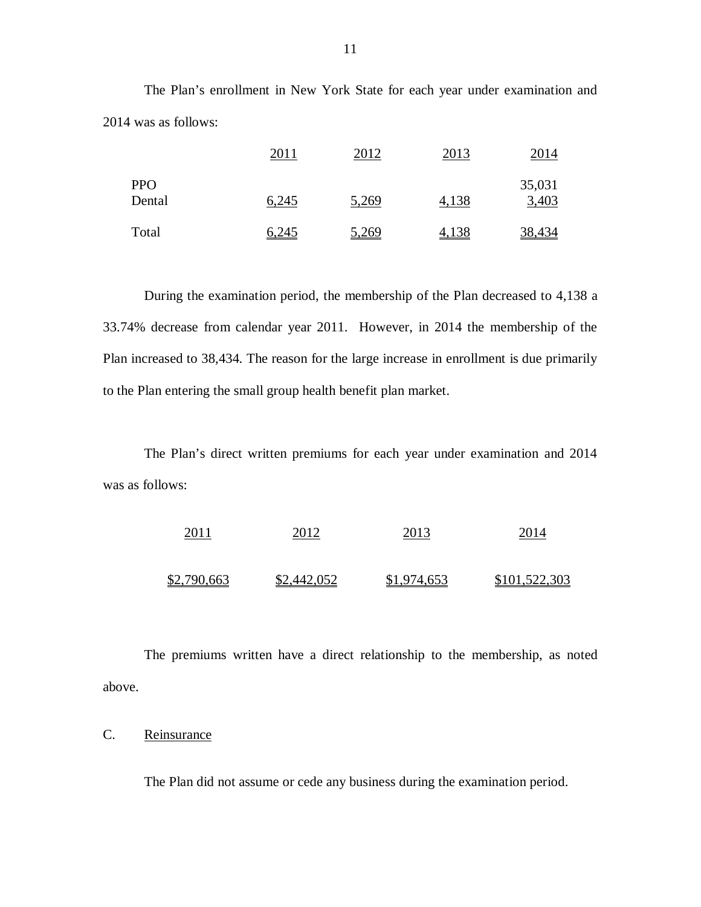The Plan's enrollment in New York State for each year under examination and 2014 was as follows:

| | 2011 | 2012 | 2013 | 2014 |
|---|---|---|---|---|
| PPO | | | | 35,031 |
| Dental | 6,245 | 5,269 | 4,138 | 3,403 |
| Total | 6,245 | 5,269 | 4,138 | 38,434 |

During the examination period, the membership of the Plan decreased to 4,138 a 33.74% decrease from calendar year 2011. However, in 2014 the membership of the Plan increased to 38,434. The reason for the large increase in enrollment is due primarily to the Plan entering the small group health benefit plan market.

The Plan's direct written premiums for each year under examination and 2014 was as follows:

| 2011 | 2012 | 2013 | 2014 |
|---|---|---|---|
| $2,790,663 | $2,442,052 | $1,974,653 | $101,522,303 |

The premiums written have a direct relationship to the membership, as noted above.

## C. Reinsurance

The Plan did not assume or cede any business during the examination period.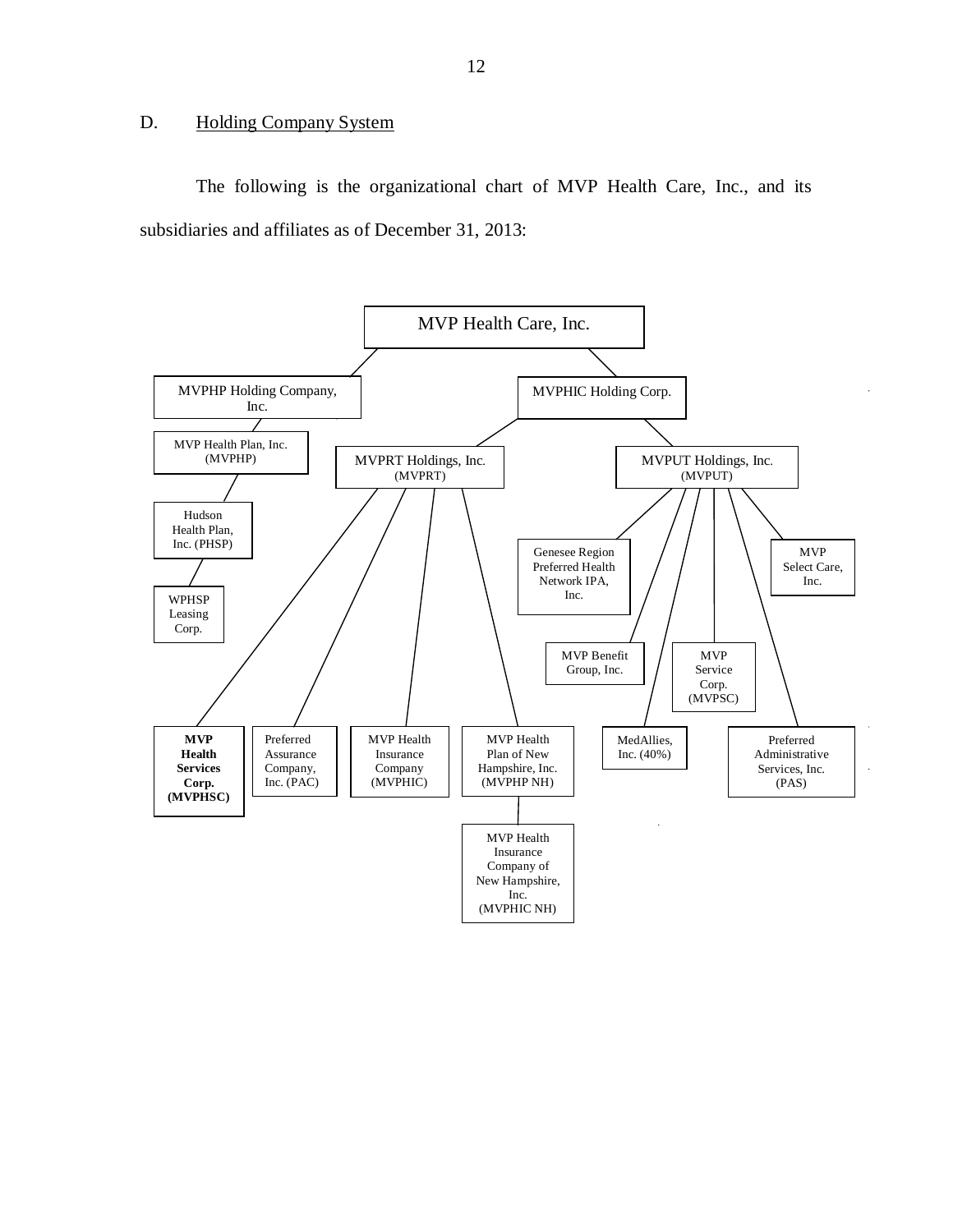## D. Holding Company System

The following is the organizational chart of MVP Health Care, Inc., and its subsidiaries and affiliates as of December 31, 2013:

- MVP Health Care, Inc.
  - MVPHP Holding Company, Inc.
    - MVP Health Plan, Inc. (MVPHP)
      - Hudson Health Plan, Inc. (PHSP)
        - WPHSP Leasing Corp.
  - MVPHIC Holding Corp.
    - MVPRT Holdings, Inc. (MVPRT)
      - **MVP Health Services Corp. (MVPHSC)**
      - Preferred Assurance Company, Inc. (PAC)
      - MVP Health Insurance Company (MVPHIC)
      - MVP Health Plan of New Hampshire, Inc. (MVPHP NH)
        - MVP Health Insurance Company of New Hampshire, Inc. (MVPHIC NH)
    - MVPUT Holdings, Inc. (MVPUT)
      - Genesee Region Preferred Health Network IPA, Inc.
      - MVP Benefit Group, Inc.
      - MedAllies, Inc. (40%)
      - MVP Service Corp. (MVPSC)
      - Preferred Administrative Services, Inc. (PAS)
      - MVP Select Care, Inc.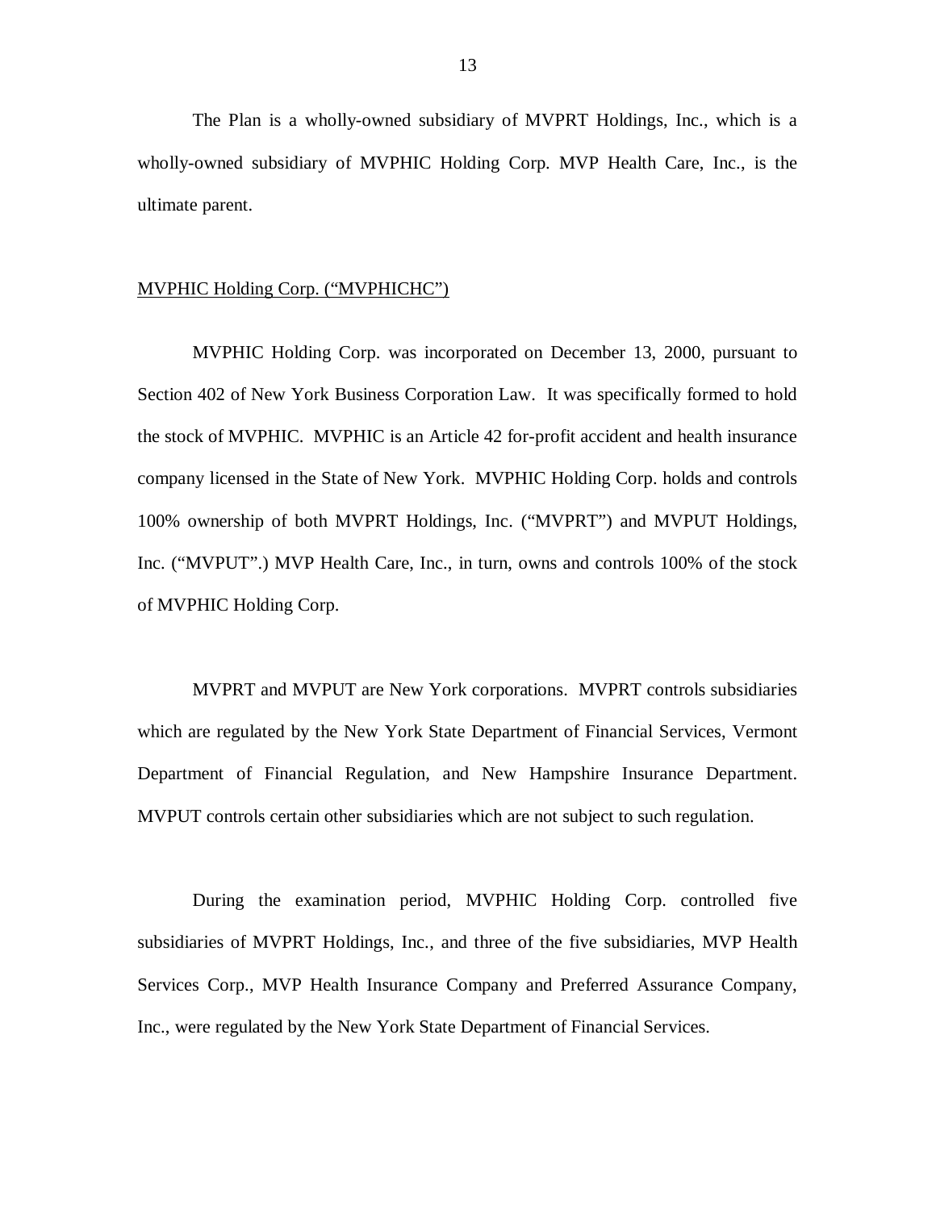The Plan is a wholly-owned subsidiary of MVPRT Holdings, Inc., which is a wholly-owned subsidiary of MVPHIC Holding Corp. MVP Health Care, Inc., is the ultimate parent.

<u>MVPHIC Holding Corp. (“MVPHICHC”)</u>

MVPHIC Holding Corp. was incorporated on December 13, 2000, pursuant to Section 402 of New York Business Corporation Law. It was specifically formed to hold the stock of MVPHIC. MVPHIC is an Article 42 for-profit accident and health insurance company licensed in the State of New York. MVPHIC Holding Corp. holds and controls 100% ownership of both MVPRT Holdings, Inc. (“MVPRT”) and MVPUT Holdings, Inc. (“MVPUT”.) MVP Health Care, Inc., in turn, owns and controls 100% of the stock of MVPHIC Holding Corp.

MVPRT and MVPUT are New York corporations. MVPRT controls subsidiaries which are regulated by the New York State Department of Financial Services, Vermont Department of Financial Regulation, and New Hampshire Insurance Department. MVPUT controls certain other subsidiaries which are not subject to such regulation.

During the examination period, MVPHIC Holding Corp. controlled five subsidiaries of MVPRT Holdings, Inc., and three of the five subsidiaries, MVP Health Services Corp., MVP Health Insurance Company and Preferred Assurance Company, Inc., were regulated by the New York State Department of Financial Services.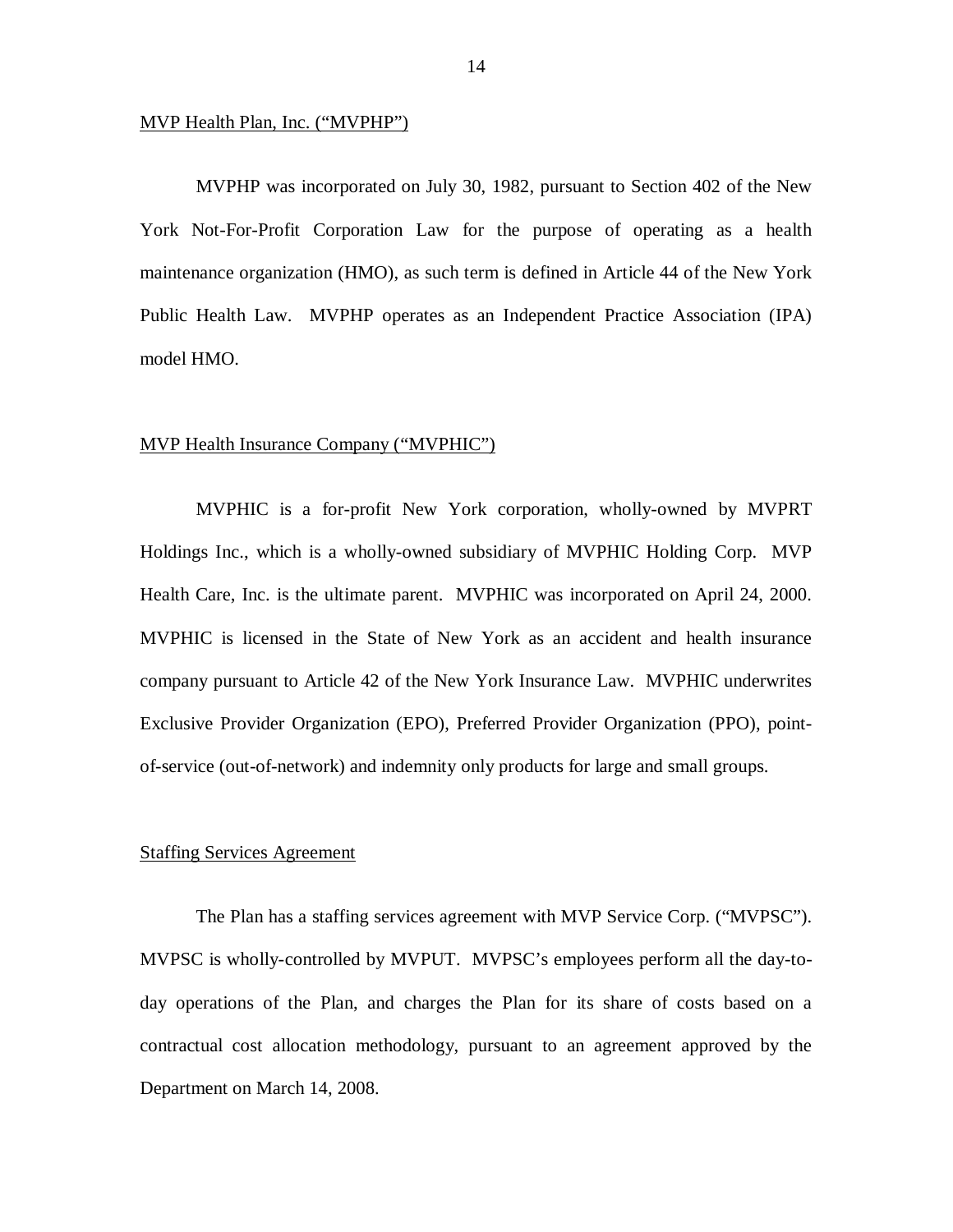MVP Health Plan, Inc. ("MVPHP")

MVPHP was incorporated on July 30, 1982, pursuant to Section 402 of the New York Not-For-Profit Corporation Law for the purpose of operating as a health maintenance organization (HMO), as such term is defined in Article 44 of the New York Public Health Law. MVPHP operates as an Independent Practice Association (IPA) model HMO.

MVP Health Insurance Company ("MVPHIC")

MVPHIC is a for-profit New York corporation, wholly-owned by MVPRT Holdings Inc., which is a wholly-owned subsidiary of MVPHIC Holding Corp. MVP Health Care, Inc. is the ultimate parent. MVPHIC was incorporated on April 24, 2000. MVPHIC is licensed in the State of New York as an accident and health insurance company pursuant to Article 42 of the New York Insurance Law. MVPHIC underwrites Exclusive Provider Organization (EPO), Preferred Provider Organization (PPO), point-of-service (out-of-network) and indemnity only products for large and small groups.

Staffing Services Agreement

The Plan has a staffing services agreement with MVP Service Corp. ("MVPSC"). MVPSC is wholly-controlled by MVPUT. MVPSC's employees perform all the day-to-day operations of the Plan, and charges the Plan for its share of costs based on a contractual cost allocation methodology, pursuant to an agreement approved by the Department on March 14, 2008.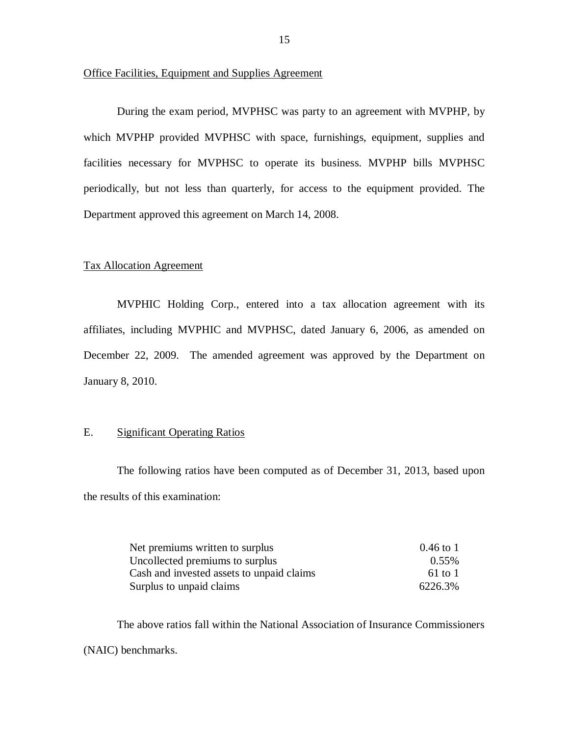Office Facilities, Equipment and Supplies Agreement

During the exam period, MVPHSC was party to an agreement with MVPHP, by which MVPHP provided MVPHSC with space, furnishings, equipment, supplies and facilities necessary for MVPHSC to operate its business. MVPHP bills MVPHSC periodically, but not less than quarterly, for access to the equipment provided. The Department approved this agreement on March 14, 2008.

Tax Allocation Agreement

MVPHIC Holding Corp., entered into a tax allocation agreement with its affiliates, including MVPHIC and MVPHSC, dated January 6, 2006, as amended on December 22, 2009. The amended agreement was approved by the Department on January 8, 2010.

## E. Significant Operating Ratios

The following ratios have been computed as of December 31, 2013, based upon the results of this examination:

| | |
|---|---|
| Net premiums written to surplus | 0.46 to 1 |
| Uncollected premiums to surplus | 0.55% |
| Cash and invested assets to unpaid claims | 61 to 1 |
| Surplus to unpaid claims | 6226.3% |

The above ratios fall within the National Association of Insurance Commissioners (NAIC) benchmarks.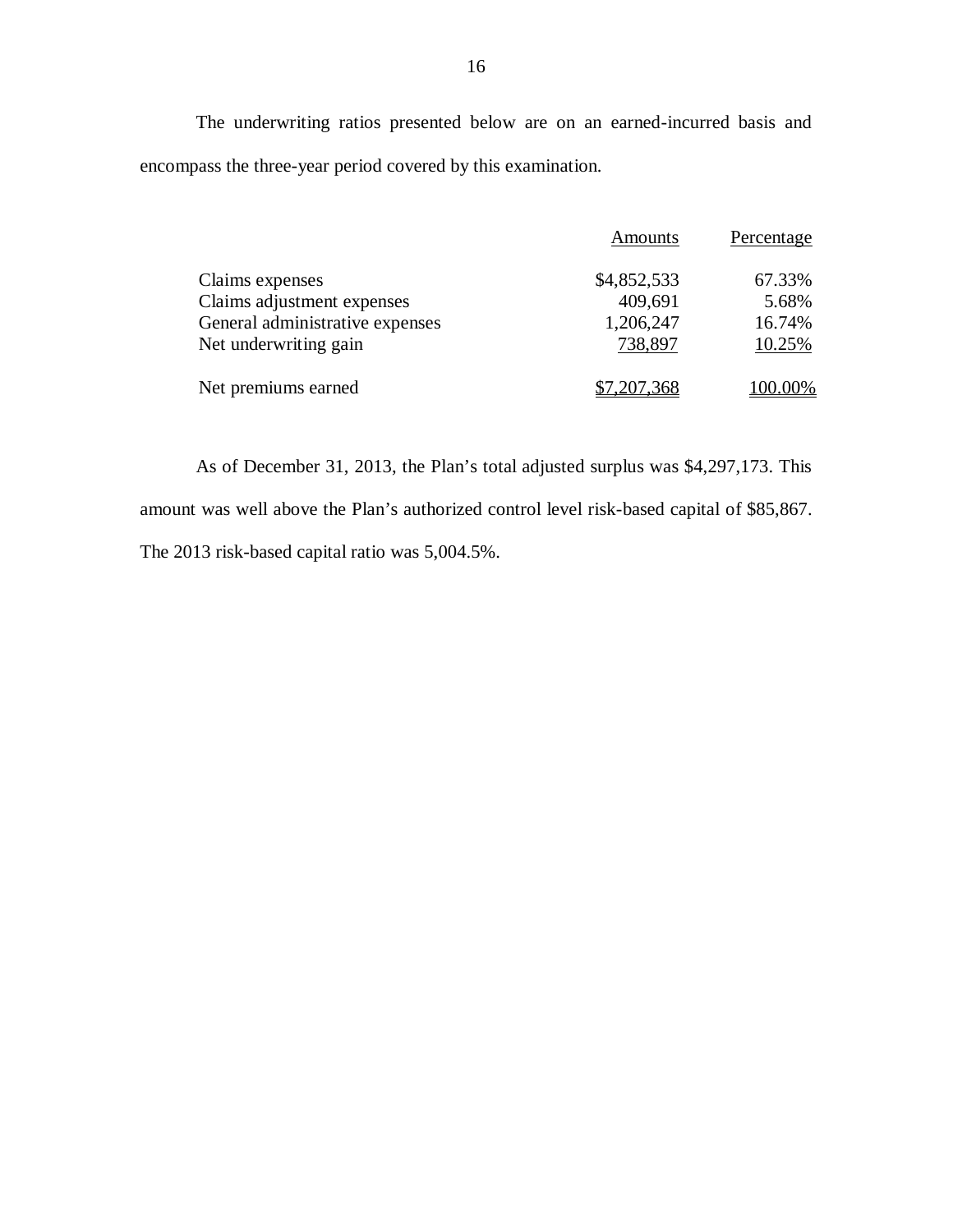The underwriting ratios presented below are on an earned-incurred basis and encompass the three-year period covered by this examination.

| | Amounts | Percentage |
|---|---|---|
| Claims expenses | $4,852,533 | 67.33% |
| Claims adjustment expenses | 409,691 | 5.68% |
| General administrative expenses | 1,206,247 | 16.74% |
| Net underwriting gain | 738,897 | 10.25% |
| Net premiums earned | $7,207,368 | 100.00% |

As of December 31, 2013, the Plan's total adjusted surplus was $4,297,173. This amount was well above the Plan's authorized control level risk-based capital of $85,867. The 2013 risk-based capital ratio was 5,004.5%.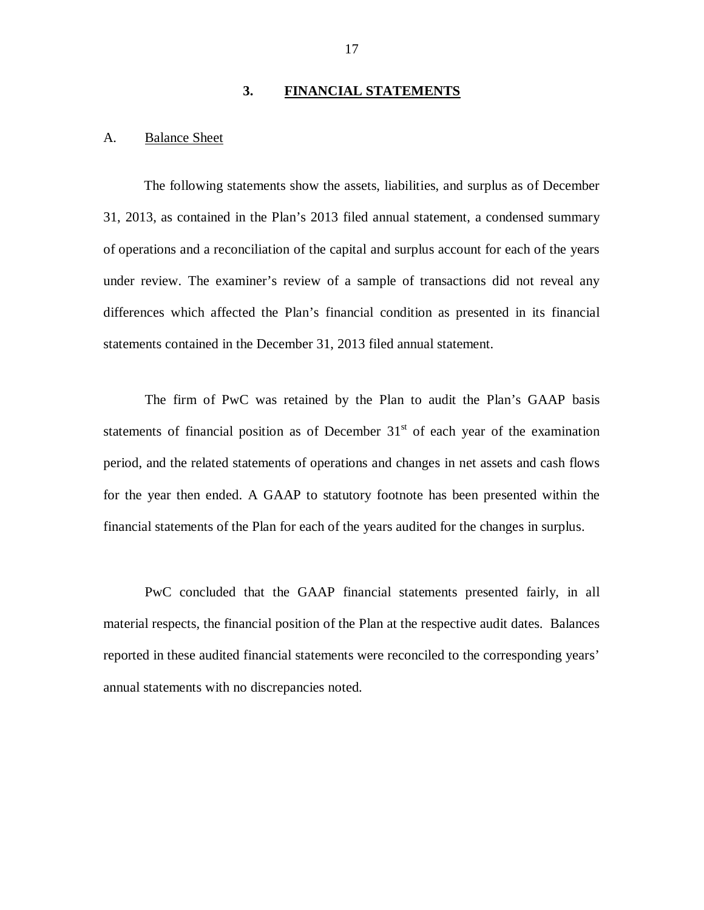## 3. FINANCIAL STATEMENTS

### A. Balance Sheet

The following statements show the assets, liabilities, and surplus as of December 31, 2013, as contained in the Plan's 2013 filed annual statement, a condensed summary of operations and a reconciliation of the capital and surplus account for each of the years under review. The examiner's review of a sample of transactions did not reveal any differences which affected the Plan's financial condition as presented in its financial statements contained in the December 31, 2013 filed annual statement.

The firm of PwC was retained by the Plan to audit the Plan's GAAP basis statements of financial position as of December 31st of each year of the examination period, and the related statements of operations and changes in net assets and cash flows for the year then ended. A GAAP to statutory footnote has been presented within the financial statements of the Plan for each of the years audited for the changes in surplus.

PwC concluded that the GAAP financial statements presented fairly, in all material respects, the financial position of the Plan at the respective audit dates. Balances reported in these audited financial statements were reconciled to the corresponding years' annual statements with no discrepancies noted.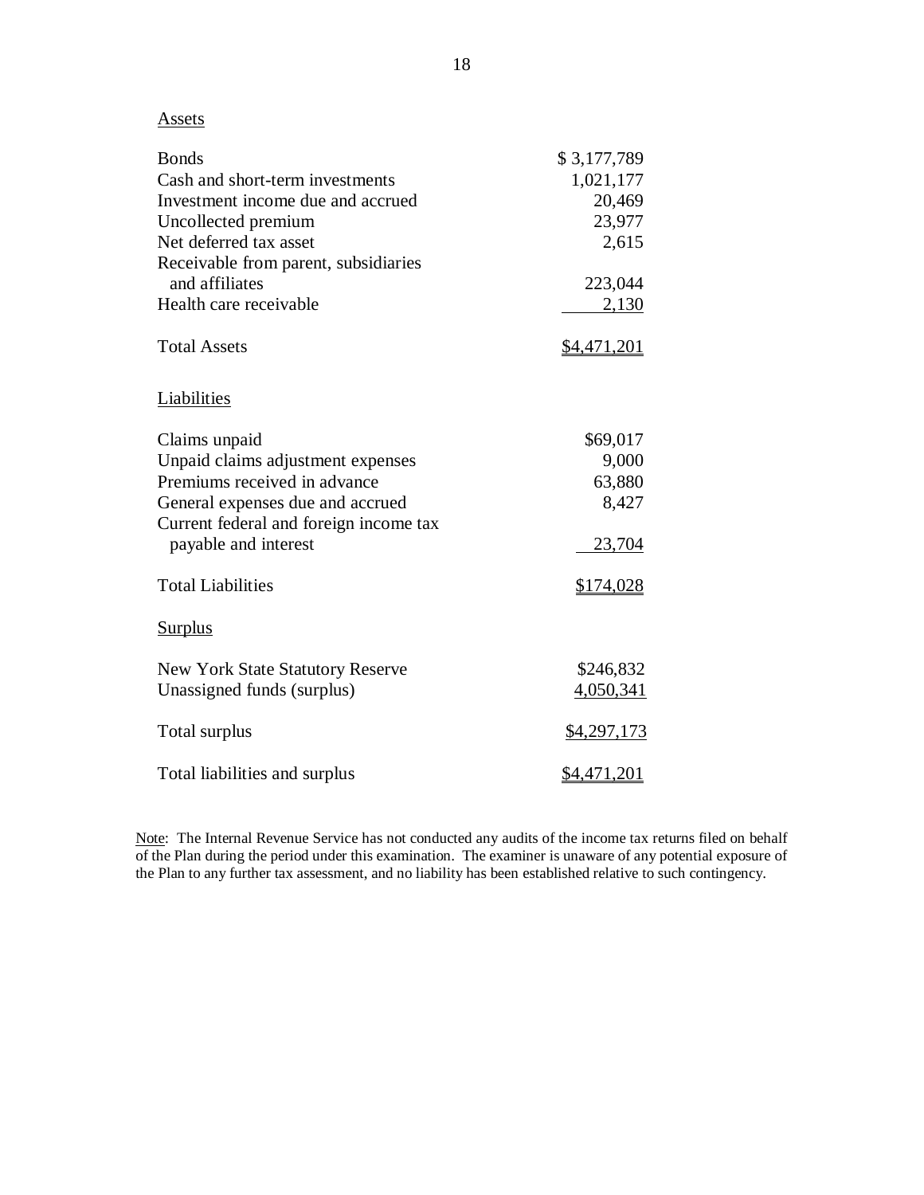Assets

| | |
|---|---|
| Bonds | $ 3,177,789 |
| Cash and short-term investments | 1,021,177 |
| Investment income due and accrued | 20,469 |
| Uncollected premium | 23,977 |
| Net deferred tax asset | 2,615 |
| Receivable from parent, subsidiaries and affiliates | 223,044 |
| Health care receivable | 2,130 |
| Total Assets | $4,471,201 |

Liabilities

| | |
|---|---|
| Claims unpaid | $69,017 |
| Unpaid claims adjustment expenses | 9,000 |
| Premiums received in advance | 63,880 |
| General expenses due and accrued | 8,427 |
| Current federal and foreign income tax payable and interest | 23,704 |
| Total Liabilities | $174,028 |

Surplus

| | |
|---|---|
| New York State Statutory Reserve | $246,832 |
| Unassigned funds (surplus) | 4,050,341 |
| Total surplus | $4,297,173 |
| Total liabilities and surplus | $4,471,201 |

Note: The Internal Revenue Service has not conducted any audits of the income tax returns filed on behalf of the Plan during the period under this examination. The examiner is unaware of any potential exposure of the Plan to any further tax assessment, and no liability has been established relative to such contingency.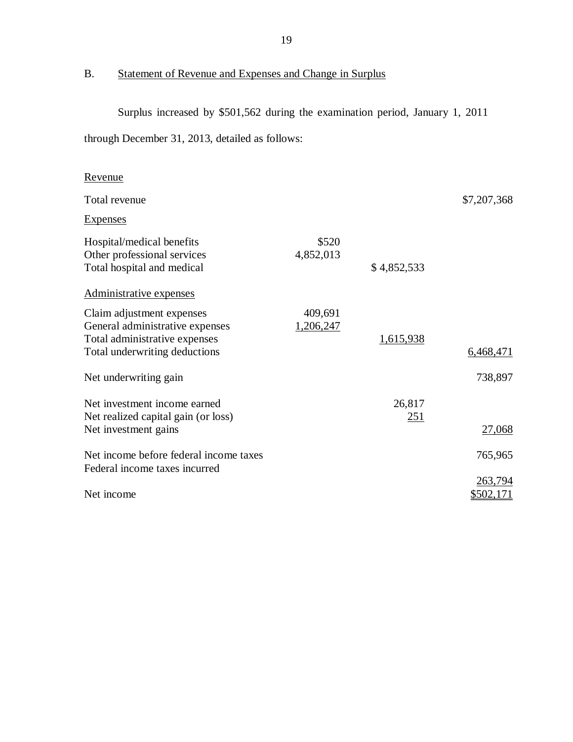## B. Statement of Revenue and Expenses and Change in Surplus

Surplus increased by $501,562 during the examination period, January 1, 2011 through December 31, 2013, detailed as follows:

| | | | |
|---|---|---|---|
| Revenue | | | |
| Total revenue | | | $7,207,368 |
| Expenses | | | |
| Hospital/medical benefits | $520 | | |
| Other professional services | 4,852,013 | | |
| Total hospital and medical | | $ 4,852,533 | |
| Administrative expenses | | | |
| Claim adjustment expenses | 409,691 | | |
| General administrative expenses | 1,206,247 | | |
| Total administrative expenses | | 1,615,938 | |
| Total underwriting deductions | | | 6,468,471 |
| Net underwriting gain | | | 738,897 |
| Net investment income earned | | 26,817 | |
| Net realized capital gain (or loss) | | 251 | |
| Net investment gains | | | 27,068 |
| Net income before federal income taxes | | | 765,965 |
| Federal income taxes incurred | | | 263,794 |
| Net income | | | $502,171 |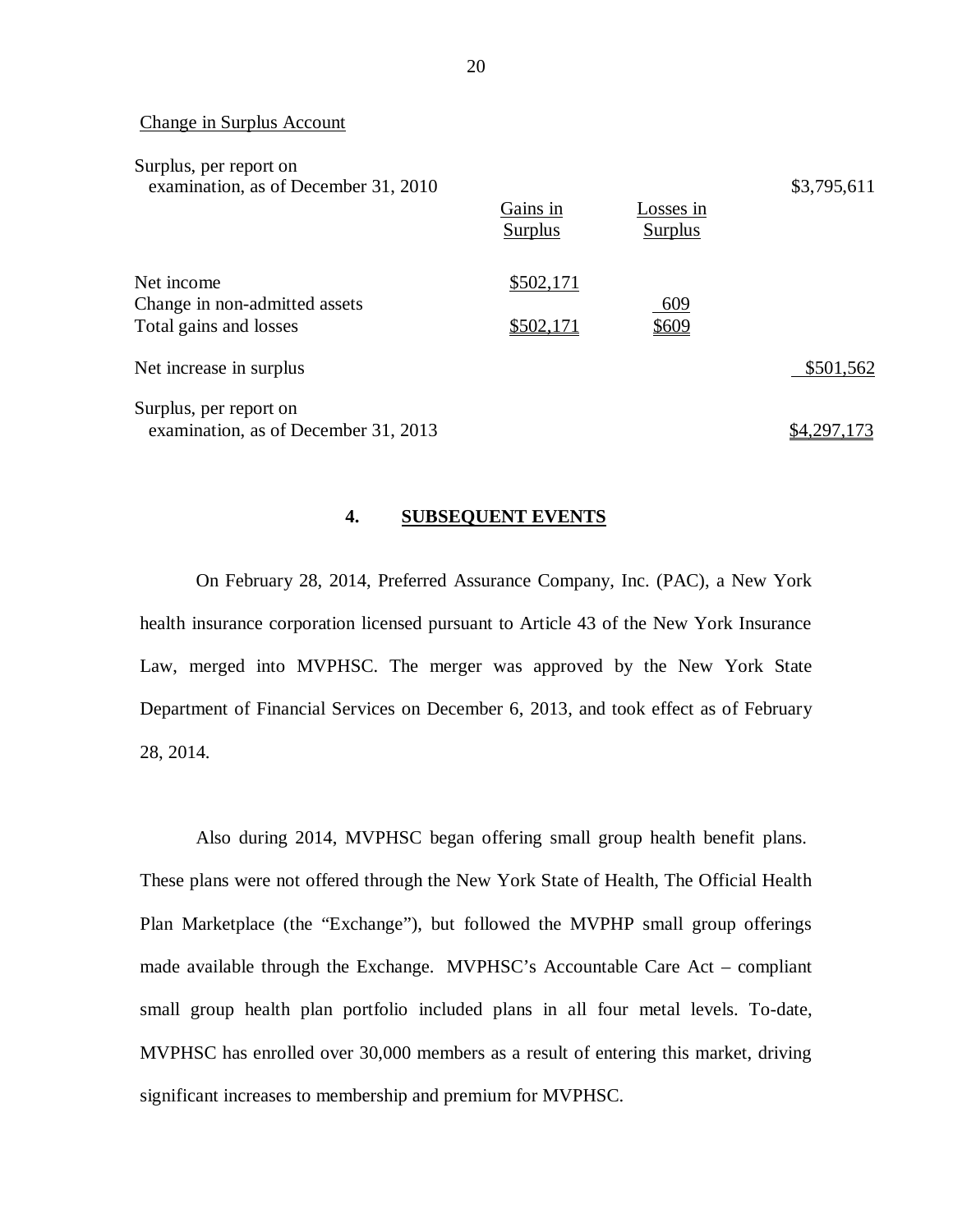Change in Surplus Account

| | Gains in Surplus | Losses in Surplus | |
|---|---|---|---|
| Surplus, per report on examination, as of December 31, 2010 | | | $3,795,611 |
| Net income | $502,171 | | |
| Change in non-admitted assets | | 609 | |
| Total gains and losses | $502,171 | $609 | |
| Net increase in surplus | | | $501,562 |
| Surplus, per report on examination, as of December 31, 2013 | | | $4,297,173 |

## 4. SUBSEQUENT EVENTS

On February 28, 2014, Preferred Assurance Company, Inc. (PAC), a New York health insurance corporation licensed pursuant to Article 43 of the New York Insurance Law, merged into MVPHSC. The merger was approved by the New York State Department of Financial Services on December 6, 2013, and took effect as of February 28, 2014.

Also during 2014, MVPHSC began offering small group health benefit plans. These plans were not offered through the New York State of Health, The Official Health Plan Marketplace (the "Exchange"), but followed the MVPHP small group offerings made available through the Exchange. MVPHSC's Accountable Care Act – compliant small group health plan portfolio included plans in all four metal levels. To-date, MVPHSC has enrolled over 30,000 members as a result of entering this market, driving significant increases to membership and premium for MVPHSC.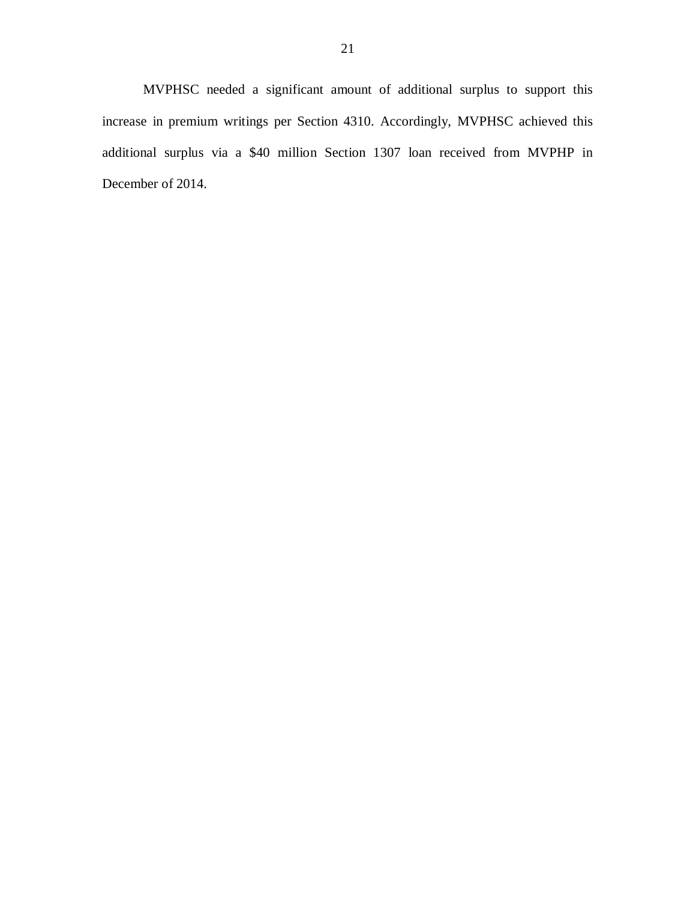MVPHSC needed a significant amount of additional surplus to support this increase in premium writings per Section 4310. Accordingly, MVPHSC achieved this additional surplus via a $40 million Section 1307 loan received from MVPHP in December of 2014.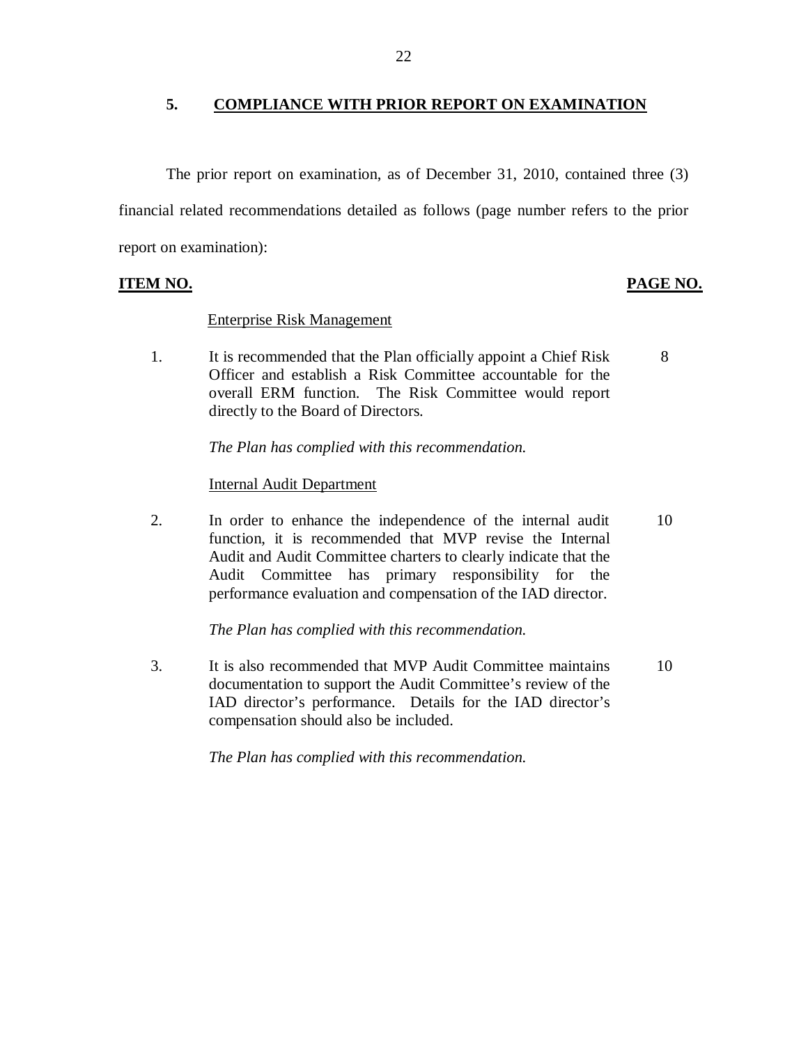## 5. COMPLIANCE WITH PRIOR REPORT ON EXAMINATION

The prior report on examination, as of December 31, 2010, contained three (3) financial related recommendations detailed as follows (page number refers to the prior report on examination):

| ITEM NO. | | PAGE NO. |
|---|---|---|
| | Enterprise Risk Management | |
| 1. | It is recommended that the Plan officially appoint a Chief Risk Officer and establish a Risk Committee accountable for the overall ERM function. The Risk Committee would report directly to the Board of Directors. | 8 |
| | *The Plan has complied with this recommendation.* | |
| | Internal Audit Department | |
| 2. | In order to enhance the independence of the internal audit function, it is recommended that MVP revise the Internal Audit and Audit Committee charters to clearly indicate that the Audit Committee has primary responsibility for the performance evaluation and compensation of the IAD director. | 10 |
| | *The Plan has complied with this recommendation.* | |
| 3. | It is also recommended that MVP Audit Committee maintains documentation to support the Audit Committee's review of the IAD director's performance. Details for the IAD director's compensation should also be included. | 10 |
| | *The Plan has complied with this recommendation.* | |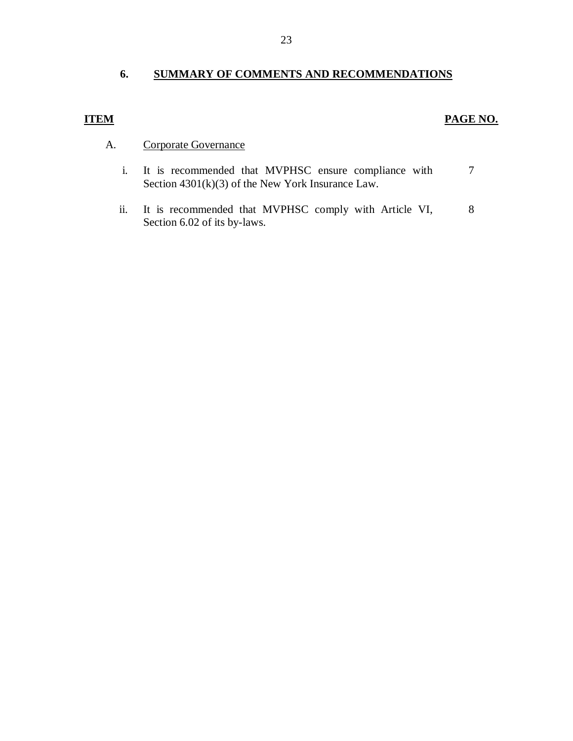## 6. SUMMARY OF COMMENTS AND RECOMMENDATIONS

| ITEM | | PAGE NO. |
|---|---|---|
| A. | Corporate Governance | |
| i. | It is recommended that MVPHSC ensure compliance with Section 4301(k)(3) of the New York Insurance Law. | 7 |
| ii. | It is recommended that MVPHSC comply with Article VI, Section 6.02 of its by-laws. | 8 |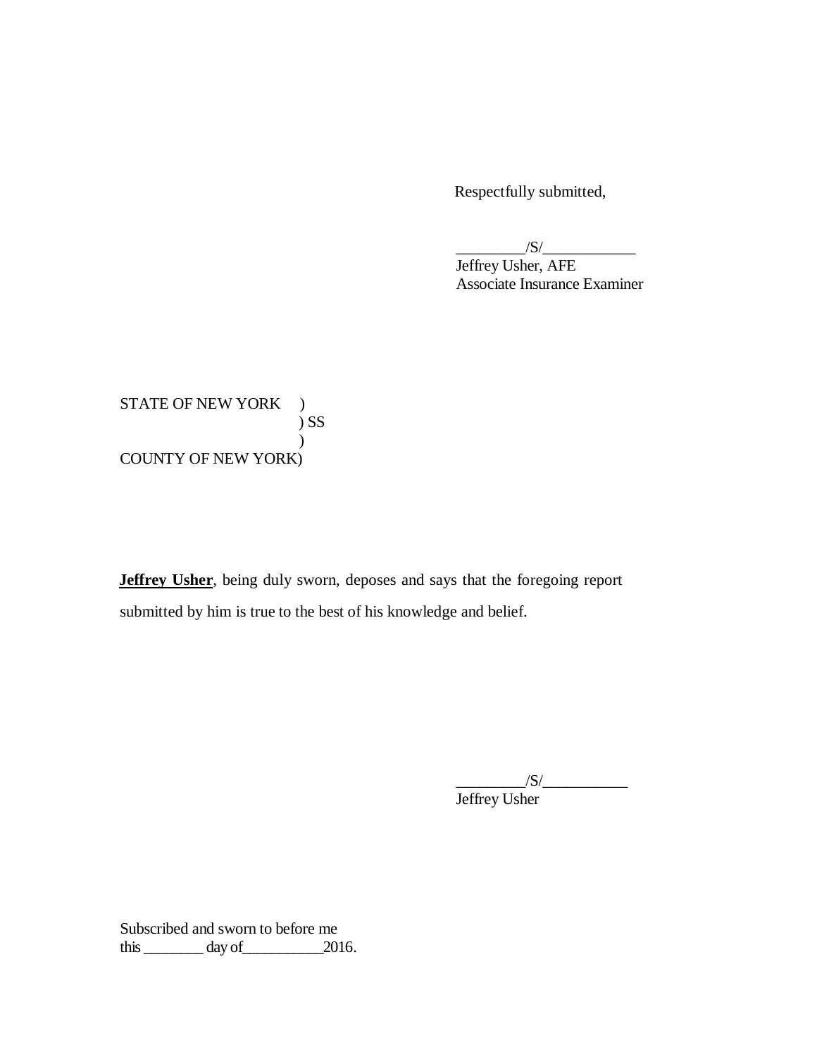Respectfully submitted,

_________/S/____________
Jeffrey Usher, AFE
Associate Insurance Examiner

STATE OF NEW YORK )
) SS
)
COUNTY OF NEW YORK)

**Jeffrey Usher**, being duly sworn, deposes and says that the foregoing report submitted by him is true to the best of his knowledge and belief.

_________/S/___________
Jeffrey Usher

Subscribed and sworn to before me
this ________ day of__________2016.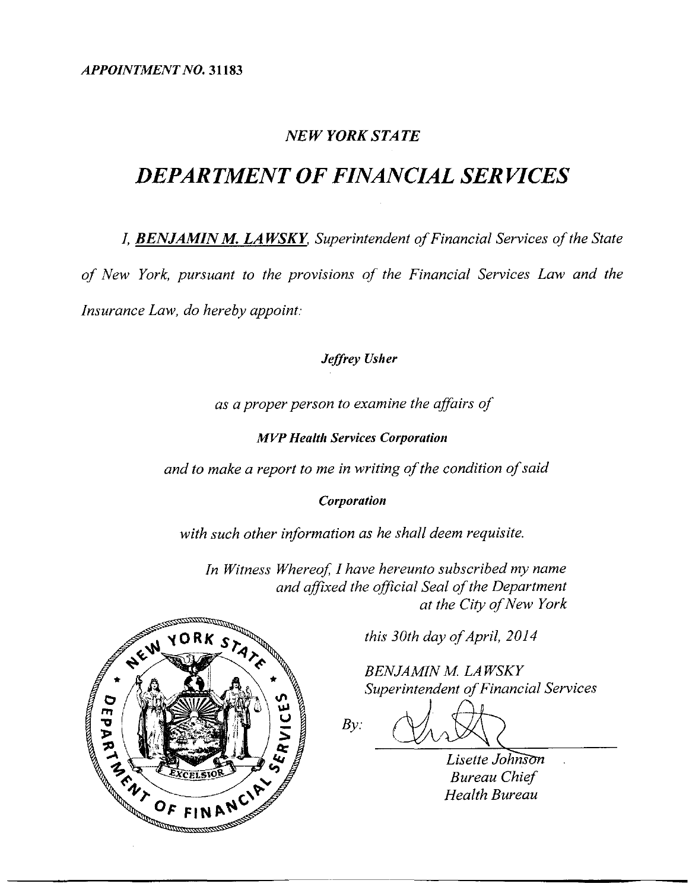*APPOINTMENT NO.* **31183**

## *NEW YORK STATE*

# *DEPARTMENT OF FINANCIAL SERVICES*

*I, **BENJAMIN M. LAWSKY**, Superintendent of Financial Services of the State of New York, pursuant to the provisions of the Financial Services Law and the Insurance Law, do hereby appoint:*

***Jeffrey Usher***

*as a proper person to examine the affairs of*

***MVP Health Services Corporation***

*and to make a report to me in writing of the condition of said*

***Corporation***

*with such other information as he shall deem requisite.*

*In Witness Whereof, I have hereunto subscribed my name and affixed the official Seal of the Department at the City of New York*

*this 30th day of April, 2014*

*BENJAMIN M. LAWSKY*
*Superintendent of Financial Services*

*By:*

*Lisette Johnson*
*Bureau Chief*
*Health Bureau*

NEW YORK STATE DEPARTMENT OF FINANCIAL SERVICES

EXCELSIOR